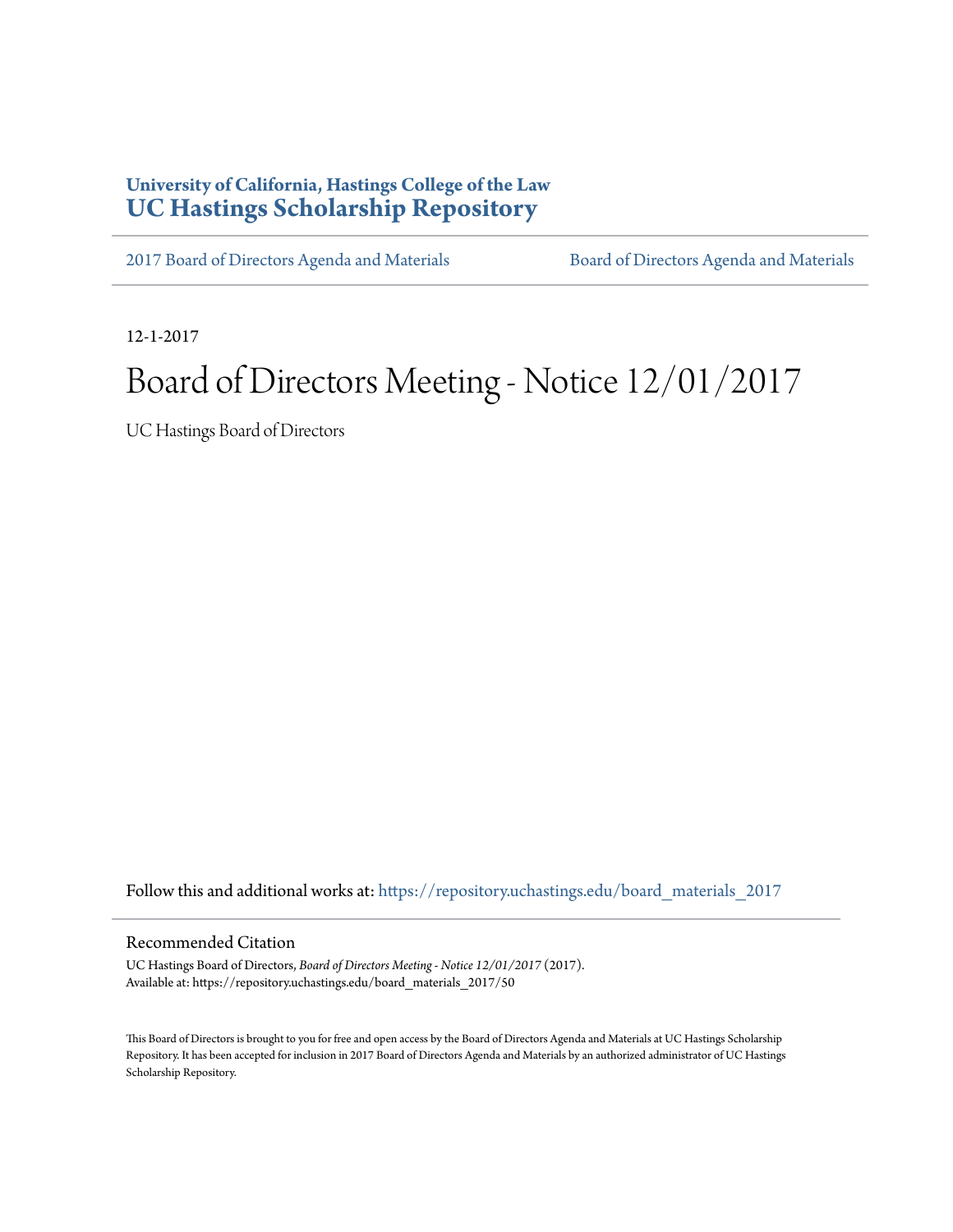**University of California, Hastings College of the Law**
**UC Hastings Scholarship Repository**

2017 Board of Directors Agenda and Materials | Board of Directors Agenda and Materials

12-1-2017

# Board of Directors Meeting - Notice 12/01/2017

UC Hastings Board of Directors

Follow this and additional works at: https://repository.uchastings.edu/board_materials_2017

## Recommended Citation

UC Hastings Board of Directors, *Board of Directors Meeting - Notice 12/01/2017* (2017).
Available at: https://repository.uchastings.edu/board_materials_2017/50

This Board of Directors is brought to you for free and open access by the Board of Directors Agenda and Materials at UC Hastings Scholarship Repository. It has been accepted for inclusion in 2017 Board of Directors Agenda and Materials by an authorized administrator of UC Hastings Scholarship Repository.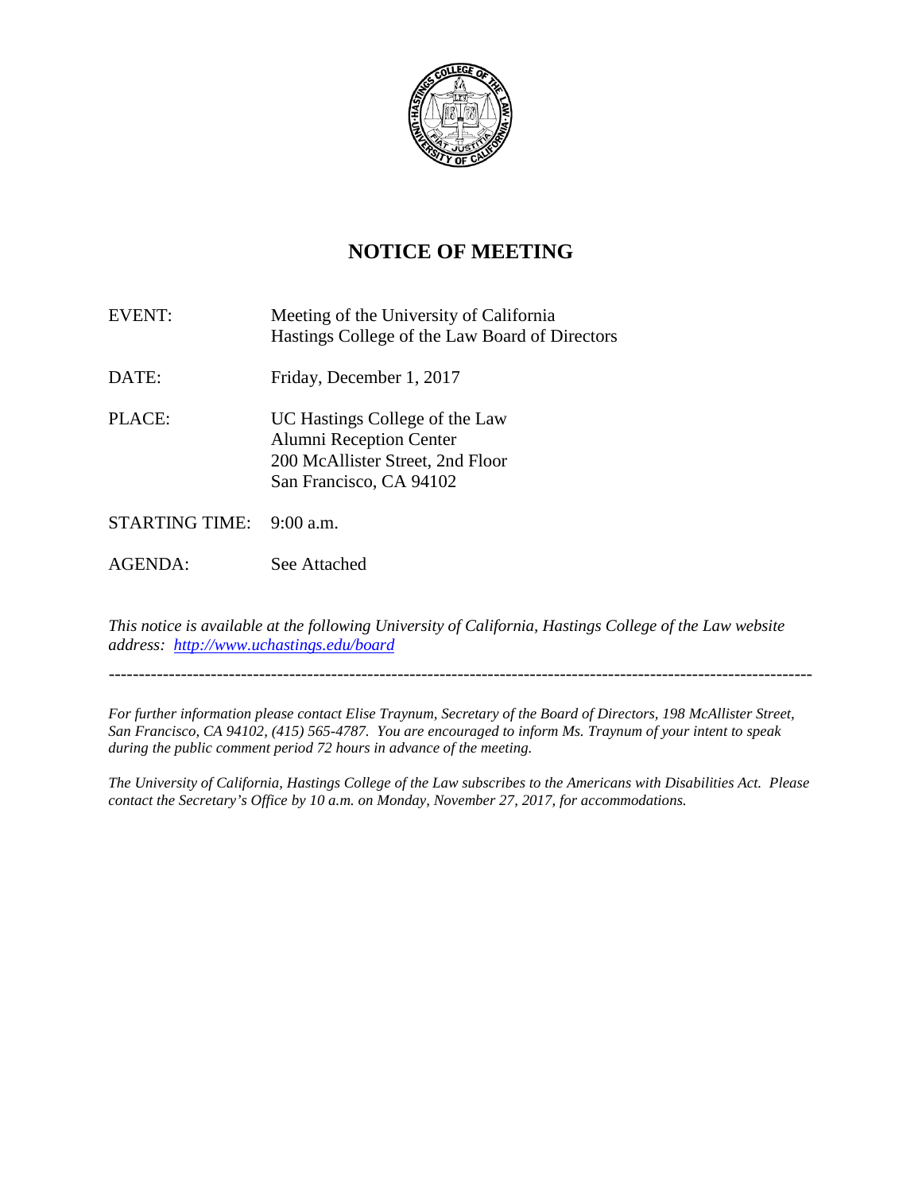# NOTICE OF MEETING

| | |
|---|---|
| EVENT: | Meeting of the University of California Hastings College of the Law Board of Directors |
| DATE: | Friday, December 1, 2017 |
| PLACE: | UC Hastings College of the Law<br>Alumni Reception Center<br>200 McAllister Street, 2nd Floor<br>San Francisco, CA 94102 |
| STARTING TIME: | 9:00 a.m. |
| AGENDA: | See Attached |

*This notice is available at the following University of California, Hastings College of the Law website address: [http://www.uchastings.edu/board](http://www.uchastings.edu/board)*

---

*For further information please contact Elise Traynum, Secretary of the Board of Directors, 198 McAllister Street, San Francisco, CA 94102, (415) 565-4787. You are encouraged to inform Ms. Traynum of your intent to speak during the public comment period 72 hours in advance of the meeting.*

*The University of California, Hastings College of the Law subscribes to the Americans with Disabilities Act. Please contact the Secretary's Office by 10 a.m. on Monday, November 27, 2017, for accommodations.*